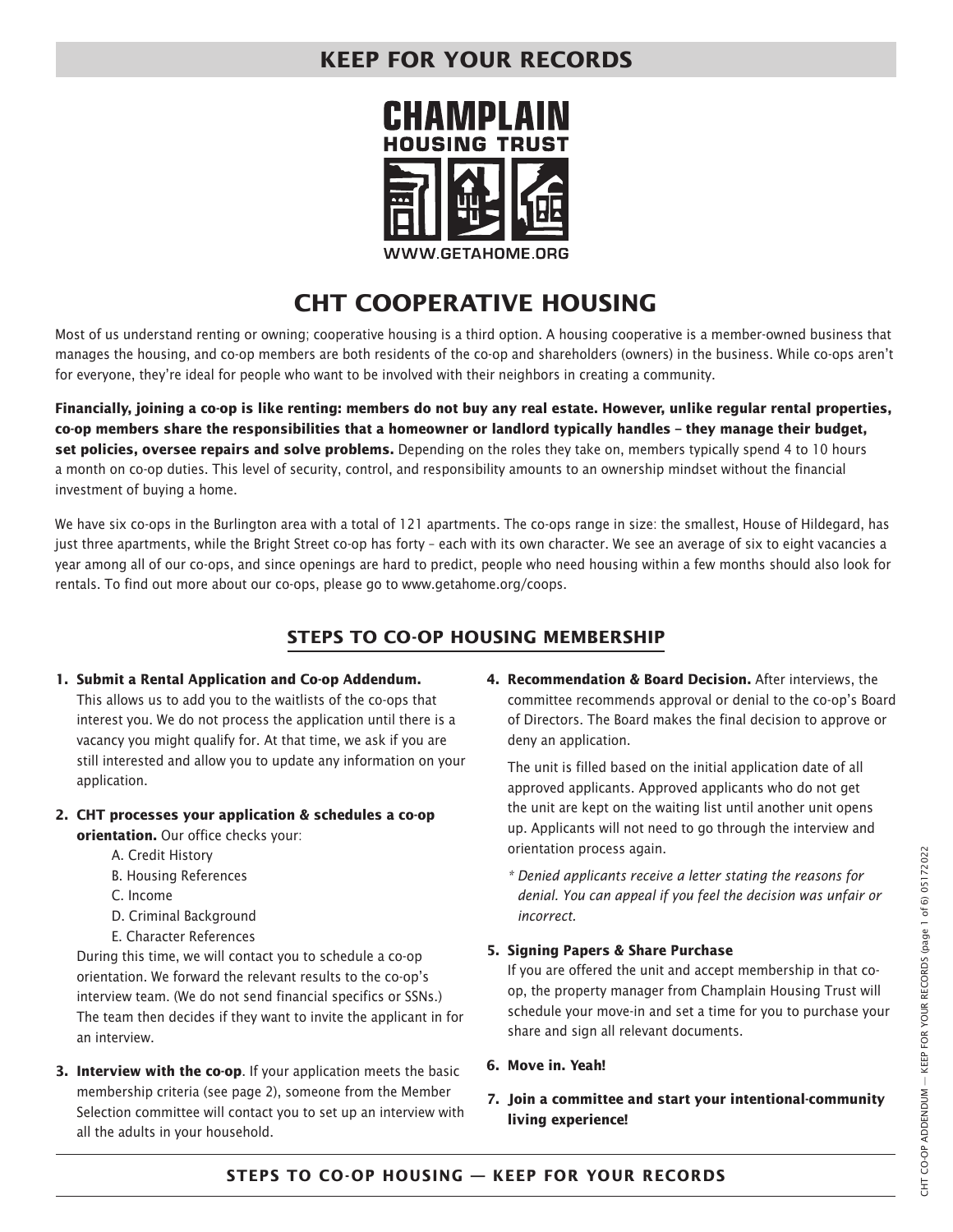## KEEP FOR YOUR RECORDS

**CHAMPLAIN HOUSING TRUST**

WWW.GETAHOME.ORG

# CHT COOPERATIVE HOUSING

Most of us understand renting or owning; cooperative housing is a third option. A housing cooperative is a member-owned business that manages the housing, and co-op members are both residents of the co-op and shareholders (owners) in the business. While co-ops aren't for everyone, they're ideal for people who want to be involved with their neighbors in creating a community.

**Financially, joining a co-op is like renting: members do not buy any real estate. However, unlike regular rental properties, co-op members share the responsibilities that a homeowner or landlord typically handles – they manage their budget, set policies, oversee repairs and solve problems.** Depending on the roles they take on, members typically spend 4 to 10 hours a month on co-op duties. This level of security, control, and responsibility amounts to an ownership mindset without the financial investment of buying a home.

We have six co-ops in the Burlington area with a total of 121 apartments. The co-ops range in size: the smallest, House of Hildegard, has just three apartments, while the Bright Street co-op has forty – each with its own character. We see an average of six to eight vacancies a year among all of our co-ops, and since openings are hard to predict, people who need housing within a few months should also look for rentals. To find out more about our co-ops, please go to www.getahome.org/coops.

## STEPS TO CO-OP HOUSING MEMBERSHIP

1. **Submit a Rental Application and Co-op Addendum.** This allows us to add you to the waitlists of the co-ops that interest you. We do not process the application until there is a vacancy you might qualify for. At that time, we ask if you are still interested and allow you to update any information on your application.

2. **CHT processes your application & schedules a co-op orientation.** Our office checks your:
   - A. Credit History
   - B. Housing References
   - C. Income
   - D. Criminal Background
   - E. Character References

   During this time, we will contact you to schedule a co-op orientation. We forward the relevant results to the co-op's interview team. (We do not send financial specifics or SSNs.) The team then decides if they want to invite the applicant in for an interview.

3. **Interview with the co-op**. If your application meets the basic membership criteria (see page 2), someone from the Member Selection committee will contact you to set up an interview with all the adults in your household.

4. **Recommendation & Board Decision.** After interviews, the committee recommends approval or denial to the co-op's Board of Directors. The Board makes the final decision to approve or deny an application.

   The unit is filled based on the initial application date of all approved applicants. Approved applicants who do not get the unit are kept on the waiting list until another unit opens up. Applicants will not need to go through the interview and orientation process again.

   *\* Denied applicants receive a letter stating the reasons for denial. You can appeal if you feel the decision was unfair or incorrect.*

5. **Signing Papers & Share Purchase**
   If you are offered the unit and accept membership in that co-op, the property manager from Champlain Housing Trust will schedule your move-in and set a time for you to purchase your share and sign all relevant documents.

6. **Move in. Yeah!**

7. **Join a committee and start your intentional-community living experience!**

**STEPS TO CO-OP HOUSING — KEEP FOR YOUR RECORDS**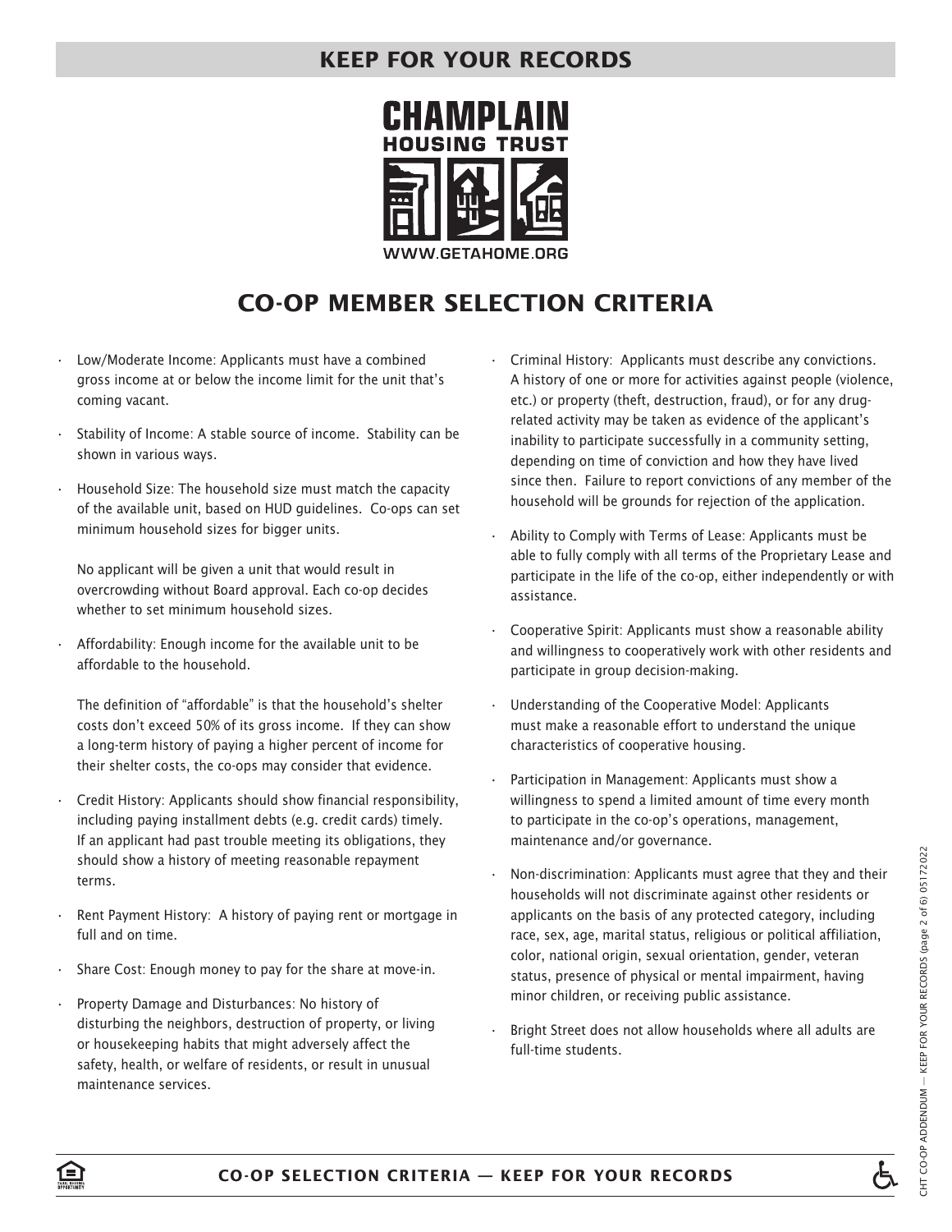**KEEP FOR YOUR RECORDS**

CHAMPLAIN HOUSING TRUST

WWW.GETAHOME.ORG

# CO-OP MEMBER SELECTION CRITERIA

- Low/Moderate Income: Applicants must have a combined gross income at or below the income limit for the unit that's coming vacant.
- Stability of Income: A stable source of income. Stability can be shown in various ways.
- Household Size: The household size must match the capacity of the available unit, based on HUD guidelines. Co-ops can set minimum household sizes for bigger units.

  No applicant will be given a unit that would result in overcrowding without Board approval. Each co-op decides whether to set minimum household sizes.
- Affordability: Enough income for the available unit to be affordable to the household.

  The definition of "affordable" is that the household's shelter costs don't exceed 50% of its gross income. If they can show a long-term history of paying a higher percent of income for their shelter costs, the co-ops may consider that evidence.
- Credit History: Applicants should show financial responsibility, including paying installment debts (e.g. credit cards) timely. If an applicant had past trouble meeting its obligations, they should show a history of meeting reasonable repayment terms.
- Rent Payment History: A history of paying rent or mortgage in full and on time.
- Share Cost: Enough money to pay for the share at move-in.
- Property Damage and Disturbances: No history of disturbing the neighbors, destruction of property, or living or housekeeping habits that might adversely affect the safety, health, or welfare of residents, or result in unusual maintenance services.
- Criminal History: Applicants must describe any convictions. A history of one or more for activities against people (violence, etc.) or property (theft, destruction, fraud), or for any drug-related activity may be taken as evidence of the applicant's inability to participate successfully in a community setting, depending on time of conviction and how they have lived since then. Failure to report convictions of any member of the household will be grounds for rejection of the application.
- Ability to Comply with Terms of Lease: Applicants must be able to fully comply with all terms of the Proprietary Lease and participate in the life of the co-op, either independently or with assistance.
- Cooperative Spirit: Applicants must show a reasonable ability and willingness to cooperatively work with other residents and participate in group decision-making.
- Understanding of the Cooperative Model: Applicants must make a reasonable effort to understand the unique characteristics of cooperative housing.
- Participation in Management: Applicants must show a willingness to spend a limited amount of time every month to participate in the co-op's operations, management, maintenance and/or governance.
- Non-discrimination: Applicants must agree that they and their households will not discriminate against other residents or applicants on the basis of any protected category, including race, sex, age, marital status, religious or political affiliation, color, national origin, sexual orientation, gender, veteran status, presence of physical or mental impairment, having minor children, or receiving public assistance.
- Bright Street does not allow households where all adults are full-time students.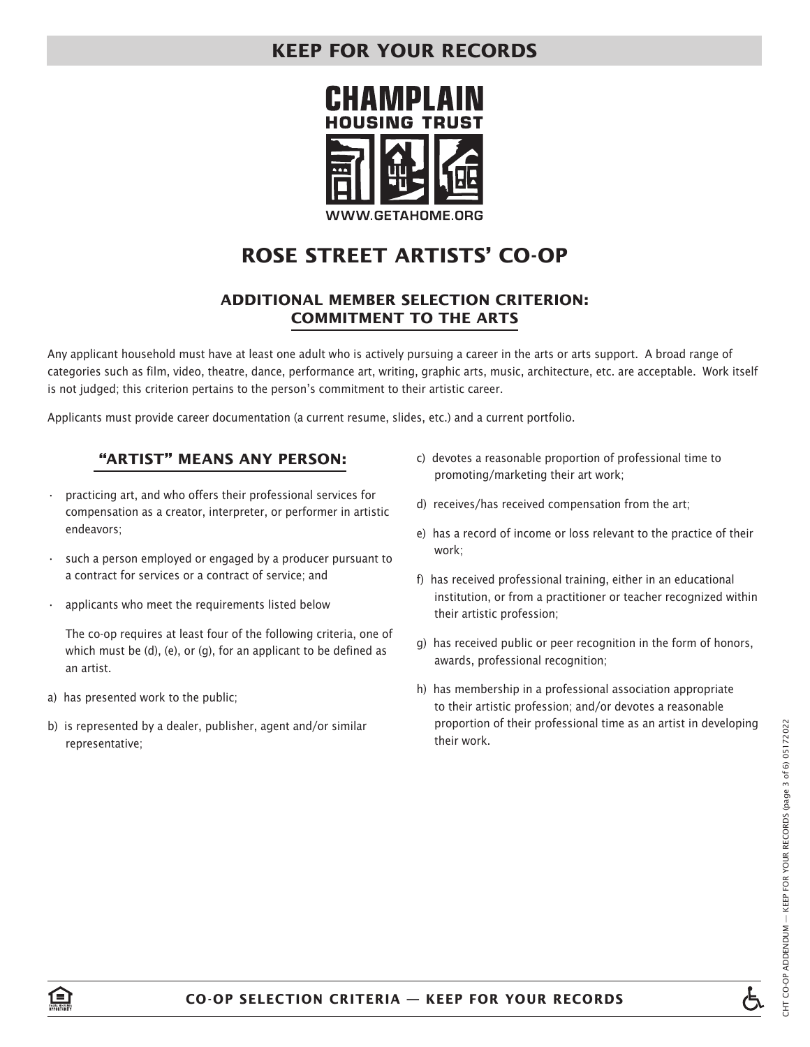KEEP FOR YOUR RECORDS

CHAMPLAIN HOUSING TRUST

WWW.GETAHOME.ORG

# ROSE STREET ARTISTS' CO-OP

## ADDITIONAL MEMBER SELECTION CRITERION: COMMITMENT TO THE ARTS

Any applicant household must have at least one adult who is actively pursuing a career in the arts or arts support. A broad range of categories such as film, video, theatre, dance, performance art, writing, graphic arts, music, architecture, etc. are acceptable. Work itself is not judged; this criterion pertains to the person's commitment to their artistic career.

Applicants must provide career documentation (a current resume, slides, etc.) and a current portfolio.

### "ARTIST" MEANS ANY PERSON:

- practicing art, and who offers their professional services for compensation as a creator, interpreter, or performer in artistic endeavors;
- such a person employed or engaged by a producer pursuant to a contract for services or a contract of service; and
- applicants who meet the requirements listed below

The co-op requires at least four of the following criteria, one of which must be (d), (e), or (g), for an applicant to be defined as an artist.

a) has presented work to the public;

b) is represented by a dealer, publisher, agent and/or similar representative;

c) devotes a reasonable proportion of professional time to promoting/marketing their art work;

d) receives/has received compensation from the art;

e) has a record of income or loss relevant to the practice of their work;

f) has received professional training, either in an educational institution, or from a practitioner or teacher recognized within their artistic profession;

g) has received public or peer recognition in the form of honors, awards, professional recognition;

h) has membership in a professional association appropriate to their artistic profession; and/or devotes a reasonable proportion of their professional time as an artist in developing their work.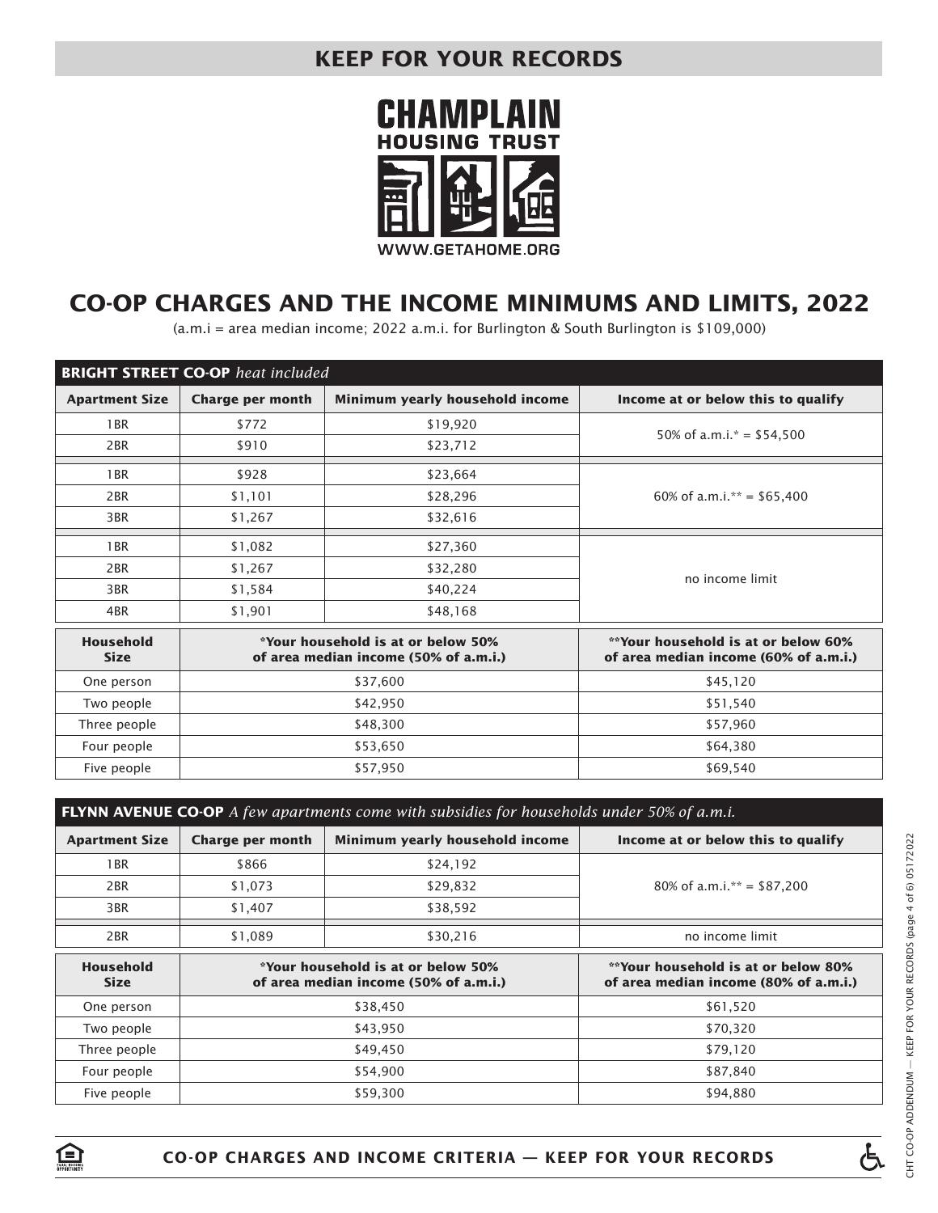## KEEP FOR YOUR RECORDS

**CHAMPLAIN HOUSING TRUST**

WWW.GETAHOME.ORG

# CO-OP CHARGES AND THE INCOME MINIMUMS AND LIMITS, 2022

(a.m.i = area median income; 2022 a.m.i. for Burlington & South Burlington is $109,000)

### BRIGHT STREET CO-OP *heat included*

| Apartment Size | Charge per month | Minimum yearly household income | Income at or below this to qualify |
|---|---|---|---|
| 1BR | $772 | $19,920 | 50% of a.m.i.* = $54,500 |
| 2BR | $910 | $23,712 | |
| 1BR | $928 | $23,664 | 60% of a.m.i.** = $65,400 |
| 2BR | $1,101 | $28,296 | |
| 3BR | $1,267 | $32,616 | |
| 1BR | $1,082 | $27,360 | no income limit |
| 2BR | $1,267 | $32,280 | |
| 3BR | $1,584 | $40,224 | |
| 4BR | $1,901 | $48,168 | |

| Household Size | *Your household is at or below 50% of area median income (50% of a.m.i.) | **Your household is at or below 60% of area median income (60% of a.m.i.) |
|---|---|---|
| One person | $37,600 | $45,120 |
| Two people | $42,950 | $51,540 |
| Three people | $48,300 | $57,960 |
| Four people | $53,650 | $64,380 |
| Five people | $57,950 | $69,540 |

### FLYNN AVENUE CO-OP *A few apartments come with subsidies for households under 50% of a.m.i.*

| Apartment Size | Charge per month | Minimum yearly household income | Income at or below this to qualify |
|---|---|---|---|
| 1BR | $866 | $24,192 | 80% of a.m.i.** = $87,200 |
| 2BR | $1,073 | $29,832 | |
| 3BR | $1,407 | $38,592 | |
| 2BR | $1,089 | $30,216 | no income limit |

| Household Size | *Your household is at or below 50% of area median income (50% of a.m.i.) | **Your household is at or below 80% of area median income (80% of a.m.i.) |
|---|---|---|
| One person | $38,450 | $61,520 |
| Two people | $43,950 | $70,320 |
| Three people | $49,450 | $79,120 |
| Four people | $54,900 | $87,840 |
| Five people | $59,300 | $94,880 |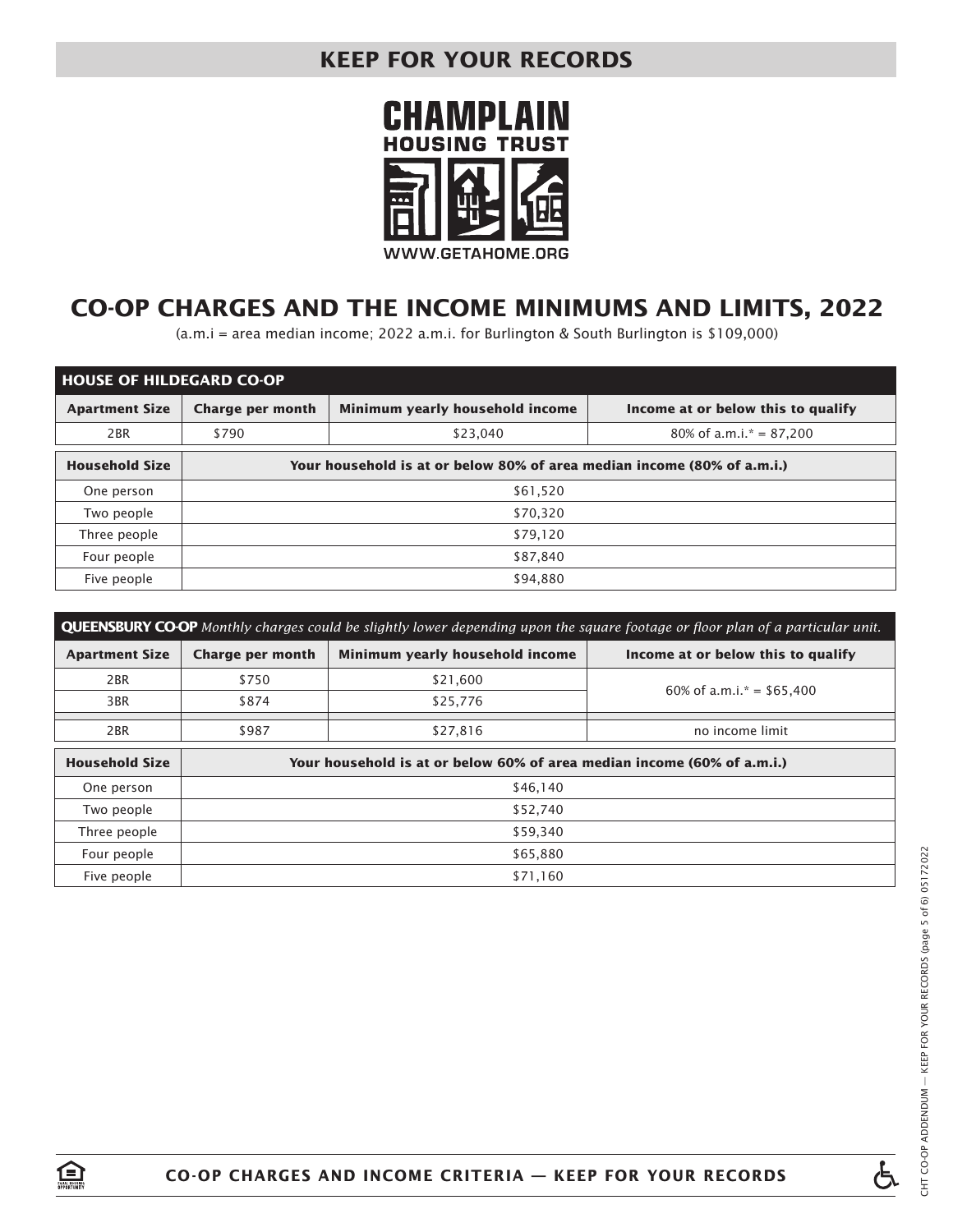## KEEP FOR YOUR RECORDS

**CHAMPLAIN HOUSING TRUST**

WWW.GETAHOME.ORG

# CO-OP CHARGES AND THE INCOME MINIMUMS AND LIMITS, 2022

(a.m.i = area median income; 2022 a.m.i. for Burlington & South Burlington is $109,000)

**HOUSE OF HILDEGARD CO-OP**

| Apartment Size | Charge per month | Minimum yearly household income | Income at or below this to qualify |
|---|---|---|---|
| 2BR | $790 | $23,040 | 80% of a.m.i.* = 87,200 |

| Household Size | Your household is at or below 80% of area median income (80% of a.m.i.) |
|---|---|
| One person | $61,520 |
| Two people | $70,320 |
| Three people | $79,120 |
| Four people | $87,840 |
| Five people | $94,880 |

**QUEENSBURY CO-OP** *Monthly charges could be slightly lower depending upon the square footage or floor plan of a particular unit.*

| Apartment Size | Charge per month | Minimum yearly household income | Income at or below this to qualify |
|---|---|---|---|
| 2BR | $750 | $21,600 | 60% of a.m.i.* = $65,400 |
| 3BR | $874 | $25,776 | |
| 2BR | $987 | $27,816 | no income limit |

| Household Size | Your household is at or below 60% of area median income (60% of a.m.i.) |
|---|---|
| One person | $46,140 |
| Two people | $52,740 |
| Three people | $59,340 |
| Four people | $65,880 |
| Five people | $71,160 |

**CO-OP CHARGES AND INCOME CRITERIA — KEEP FOR YOUR RECORDS**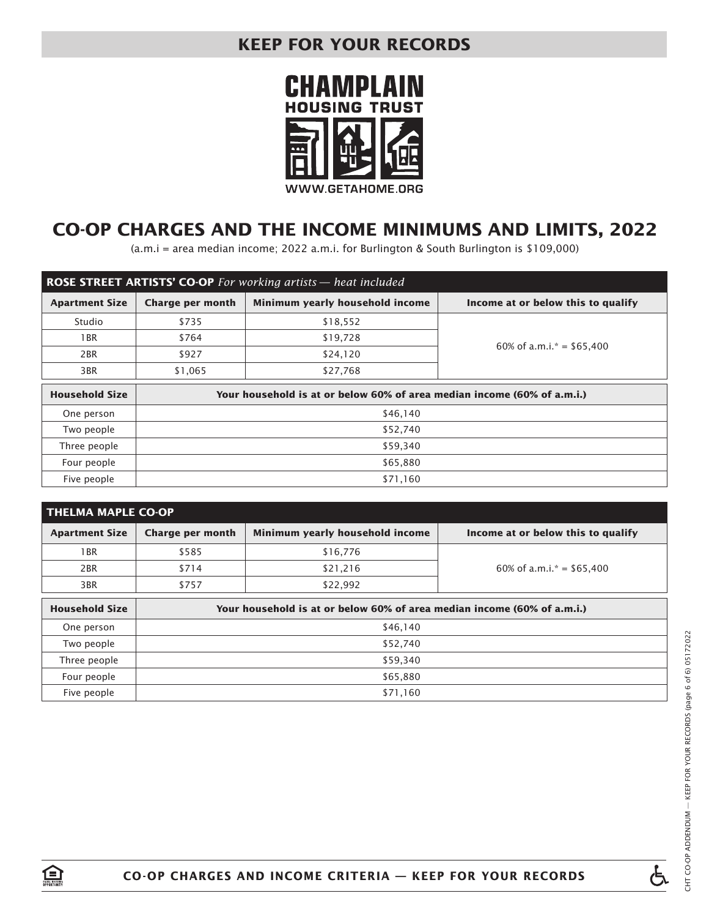**KEEP FOR YOUR RECORDS**

**CHAMPLAIN HOUSING TRUST**

WWW.GETAHOME.ORG

# CO-OP CHARGES AND THE INCOME MINIMUMS AND LIMITS, 2022

(a.m.i = area median income; 2022 a.m.i. for Burlington & South Burlington is $109,000)

## ROSE STREET ARTISTS' CO-OP *For working artists — heat included*

| Apartment Size | Charge per month | Minimum yearly household income | Income at or below this to qualify |
|---|---|---|---|
| Studio | $735 | $18,552 | 60% of a.m.i.* = $65,400 |
| 1BR | $764 | $19,728 | |
| 2BR | $927 | $24,120 | |
| 3BR | $1,065 | $27,768 | |

| Household Size | Your household is at or below 60% of area median income (60% of a.m.i.) |
|---|---|
| One person | $46,140 |
| Two people | $52,740 |
| Three people | $59,340 |
| Four people | $65,880 |
| Five people | $71,160 |

## THELMA MAPLE CO-OP

| Apartment Size | Charge per month | Minimum yearly household income | Income at or below this to qualify |
|---|---|---|---|
| 1BR | $585 | $16,776 | 60% of a.m.i.* = $65,400 |
| 2BR | $714 | $21,216 | |
| 3BR | $757 | $22,992 | |

| Household Size | Your household is at or below 60% of area median income (60% of a.m.i.) |
|---|---|
| One person | $46,140 |
| Two people | $52,740 |
| Three people | $59,340 |
| Four people | $65,880 |
| Five people | $71,160 |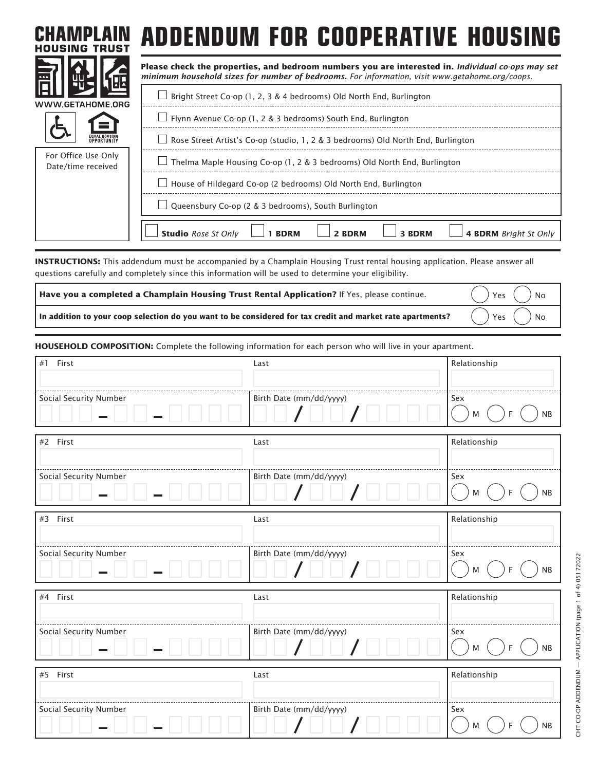# CHAMPLAIN HOUSING TRUST

WWW.GETAHOME.ORG

# ADDENDUM FOR COOPERATIVE HOUSING

**Please check the properties, and bedroom numbers you are interested in.** ***Individual co-ops may set minimum household sizes for number of bedrooms.*** *For information, visit www.getahome.org/coops.*

- ☐ Bright Street Co-op (1, 2, 3 & 4 bedrooms) Old North End, Burlington
- ☐ Flynn Avenue Co-op (1, 2 & 3 bedrooms) South End, Burlington
- ☐ Rose Street Artist's Co-op (studio, 1, 2 & 3 bedrooms) Old North End, Burlington
- ☐ Thelma Maple Housing Co-op (1, 2 & 3 bedrooms) Old North End, Burlington
- ☐ House of Hildegard Co-op (2 bedrooms) Old North End, Burlington
- ☐ Queensbury Co-op (2 & 3 bedrooms), South Burlington

☐ **Studio** *Rose St Only* ☐ **1 BDRM** ☐ **2 BDRM** ☐ **3 BDRM** ☐ **4 BDRM** *Bright St Only*

For Office Use Only
Date/time received

**INSTRUCTIONS:** This addendum must be accompanied by a Champlain Housing Trust rental housing application. Please answer all questions carefully and completely since this information will be used to determine your eligibility.

| | |
|---|---|
| **Have you a completed a Champlain Housing Trust Rental Application?** If Yes, please continue. | ◯ Yes ◯ No |
| **In addition to your coop selection do you want to be considered for tax credit and market rate apartments?** | ◯ Yes ◯ No |

**HOUSEHOLD COMPOSITION:** Complete the following information for each person who will live in your apartment.

| #1 First | Last | Relationship |
|---|---|---|
| | | |
| Social Security Number | Birth Date (mm/dd/yyyy) | Sex |
| ___ – __ – ____ | __ / __ / ____ | ◯ M ◯ F ◯ NB |

| #2 First | Last | Relationship |
|---|---|---|
| | | |
| Social Security Number | Birth Date (mm/dd/yyyy) | Sex |
| ___ – __ – ____ | __ / __ / ____ | ◯ M ◯ F ◯ NB |

| #3 First | Last | Relationship |
|---|---|---|
| | | |
| Social Security Number | Birth Date (mm/dd/yyyy) | Sex |
| ___ – __ – ____ | __ / __ / ____ | ◯ M ◯ F ◯ NB |

| #4 First | Last | Relationship |
|---|---|---|
| | | |
| Social Security Number | Birth Date (mm/dd/yyyy) | Sex |
| ___ – __ – ____ | __ / __ / ____ | ◯ M ◯ F ◯ NB |

| #5 First | Last | Relationship |
|---|---|---|
| | | |
| Social Security Number | Birth Date (mm/dd/yyyy) | Sex |
| ___ – __ – ____ | __ / __ / ____ | ◯ M ◯ F ◯ NB |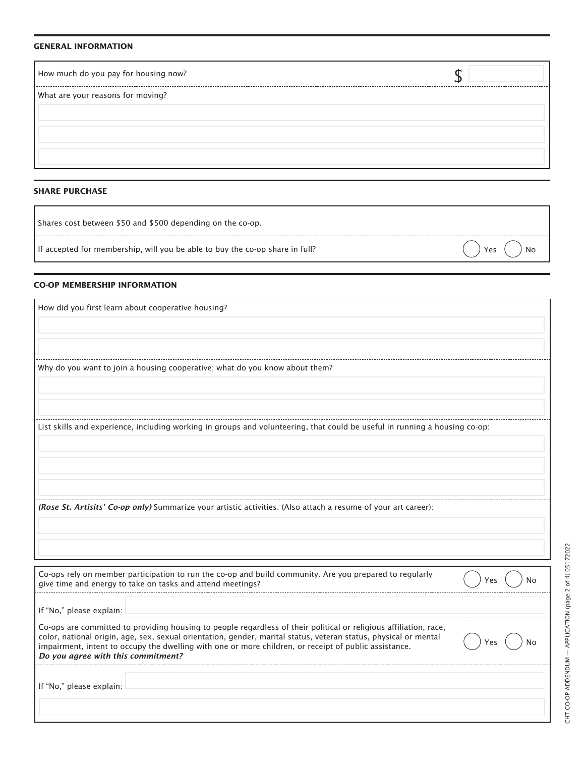## GENERAL INFORMATION

How much do you pay for housing now? $

What are your reasons for moving?

## SHARE PURCHASE

Shares cost between $50 and $500 depending on the co-op.

If accepted for membership, will you be able to buy the co-op share in full? ◯ Yes ◯ No

## CO-OP MEMBERSHIP INFORMATION

How did you first learn about cooperative housing?

Why do you want to join a housing cooperative; what do you know about them?

List skills and experience, including working in groups and volunteering, that could be useful in running a housing co-op:

***(Rose St. Artisits' Co-op only)*** Summarize your artistic activities. (Also attach a resume of your art career):

Co-ops rely on member participation to run the co-op and build community. Are you prepared to regularly give time and energy to take on tasks and attend meetings? ◯ Yes ◯ No

If "No," please explain:

Co-ops are committed to providing housing to people regardless of their political or religious affiliation, race, color, national origin, age, sex, sexual orientation, gender, marital status, veteran status, physical or mental impairment, intent to occupy the dwelling with one or more children, or receipt of public assistance. ***Do you agree with this commitment?*** ◯ Yes ◯ No

If "No," please explain: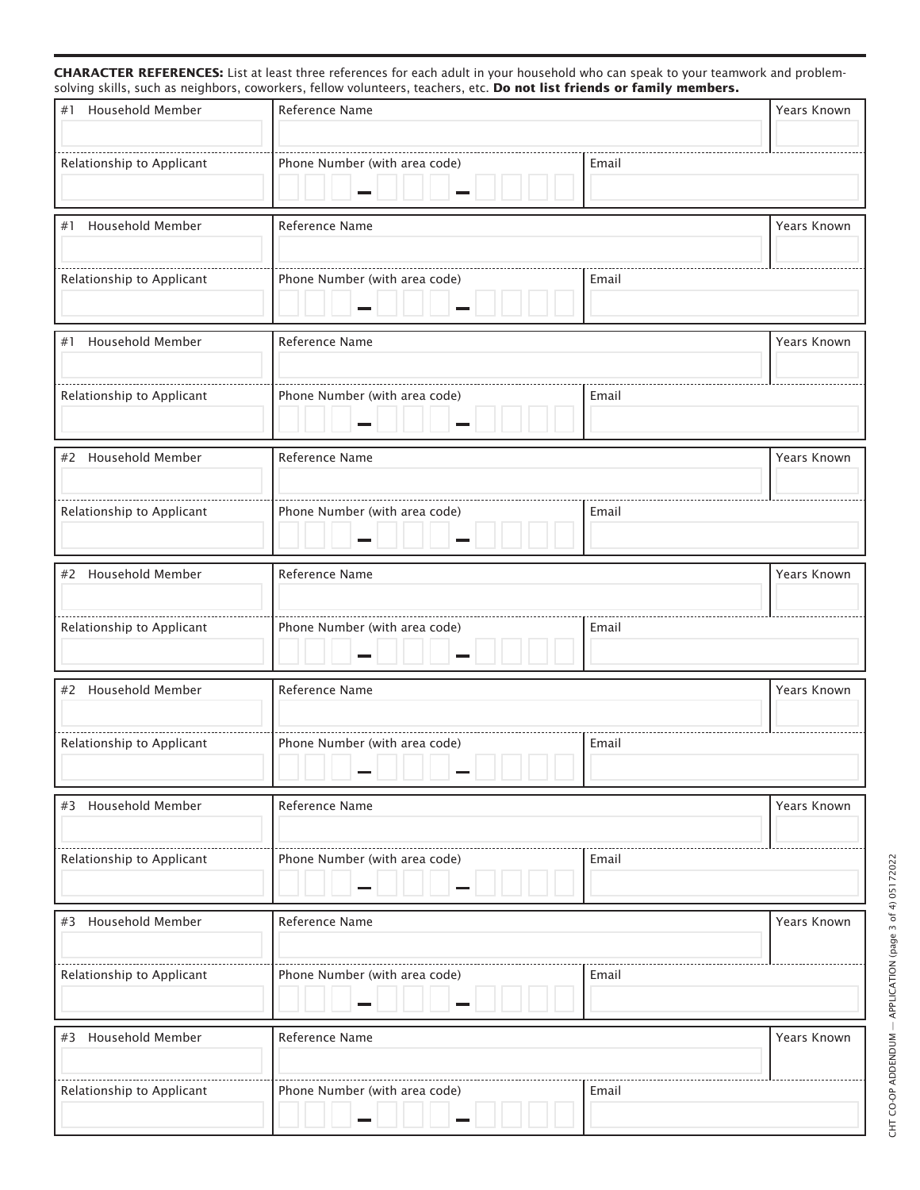**CHARACTER REFERENCES:** List at least three references for each adult in your household who can speak to your teamwork and problem-solving skills, such as neighbors, coworkers, fellow volunteers, teachers, etc. **Do not list friends or family members.**

| #1 Household Member | Reference Name | | Years Known |
|---|---|---|---|
| | | | |
| Relationship to Applicant | Phone Number (with area code) | Email | |
| | ___ – ___ – ____ | | |

| #1 Household Member | Reference Name | | Years Known |
|---|---|---|---|
| | | | |
| Relationship to Applicant | Phone Number (with area code) | Email | |
| | ___ – ___ – ____ | | |

| #1 Household Member | Reference Name | | Years Known |
|---|---|---|---|
| | | | |
| Relationship to Applicant | Phone Number (with area code) | Email | |
| | ___ – ___ – ____ | | |

| #2 Household Member | Reference Name | | Years Known |
|---|---|---|---|
| | | | |
| Relationship to Applicant | Phone Number (with area code) | Email | |
| | ___ – ___ – ____ | | |

| #2 Household Member | Reference Name | | Years Known |
|---|---|---|---|
| | | | |
| Relationship to Applicant | Phone Number (with area code) | Email | |
| | ___ – ___ – ____ | | |

| #2 Household Member | Reference Name | | Years Known |
|---|---|---|---|
| | | | |
| Relationship to Applicant | Phone Number (with area code) | Email | |
| | ___ – ___ – ____ | | |

| #3 Household Member | Reference Name | | Years Known |
|---|---|---|---|
| | | | |
| Relationship to Applicant | Phone Number (with area code) | Email | |
| | ___ – ___ – ____ | | |

| #3 Household Member | Reference Name | | Years Known |
|---|---|---|---|
| | | | |
| Relationship to Applicant | Phone Number (with area code) | Email | |
| | ___ – ___ – ____ | | |

| #3 Household Member | Reference Name | | Years Known |
|---|---|---|---|
| | | | |
| Relationship to Applicant | Phone Number (with area code) | Email | |
| | ___ – ___ – ____ | | |

CHT CO-OP ADDENDUM — APPLICATION (page 3 of 4) 05172022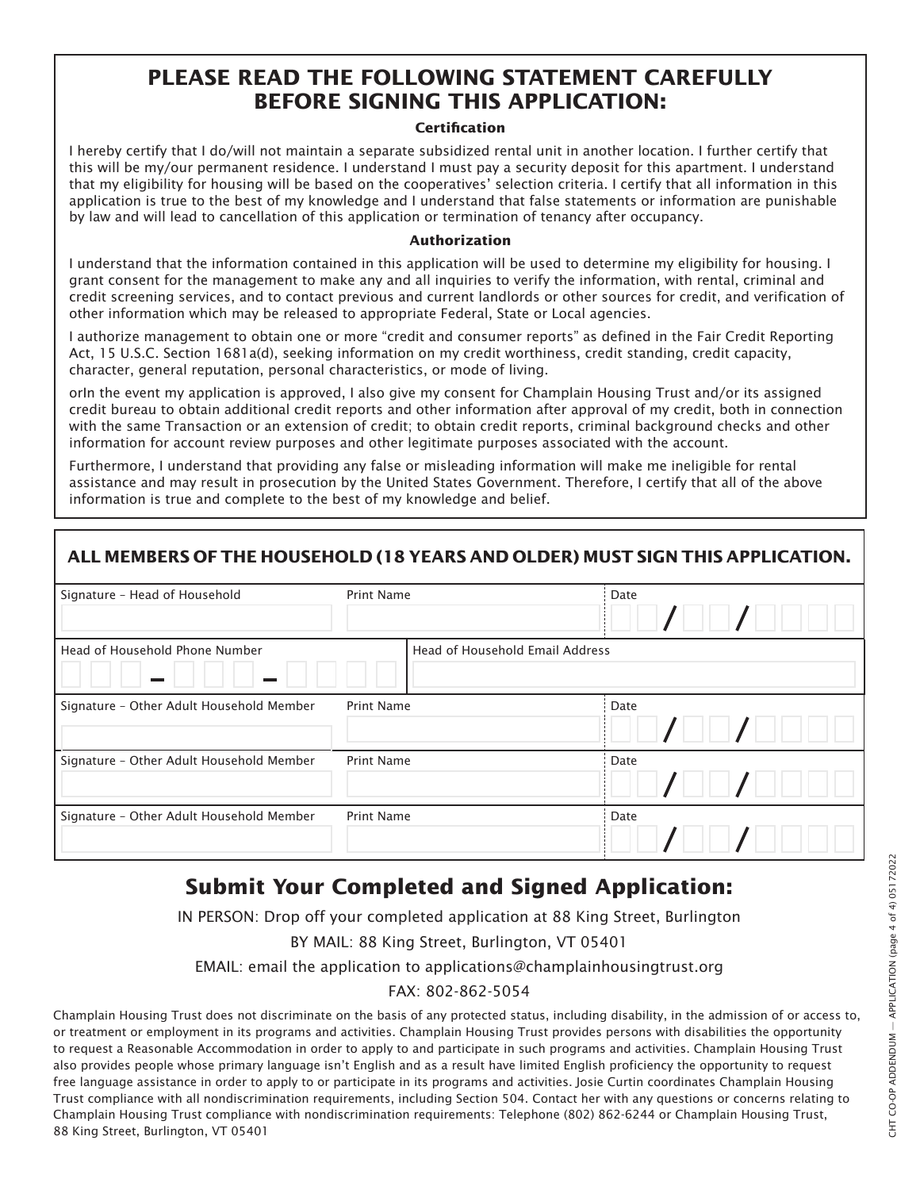# PLEASE READ THE FOLLOWING STATEMENT CAREFULLY BEFORE SIGNING THIS APPLICATION:

### Certification

I hereby certify that I do/will not maintain a separate subsidized rental unit in another location. I further certify that this will be my/our permanent residence. I understand I must pay a security deposit for this apartment. I understand that my eligibility for housing will be based on the cooperatives' selection criteria. I certify that all information in this application is true to the best of my knowledge and I understand that false statements or information are punishable by law and will lead to cancellation of this application or termination of tenancy after occupancy.

### Authorization

I understand that the information contained in this application will be used to determine my eligibility for housing. I grant consent for the management to make any and all inquiries to verify the information, with rental, criminal and credit screening services, and to contact previous and current landlords or other sources for credit, and verification of other information which may be released to appropriate Federal, State or Local agencies.

I authorize management to obtain one or more "credit and consumer reports" as defined in the Fair Credit Reporting Act, 15 U.S.C. Section 1681a(d), seeking information on my credit worthiness, credit standing, credit capacity, character, general reputation, personal characteristics, or mode of living.

orIn the event my application is approved, I also give my consent for Champlain Housing Trust and/or its assigned credit bureau to obtain additional credit reports and other information after approval of my credit, both in connection with the same Transaction or an extension of credit; to obtain credit reports, criminal background checks and other information for account review purposes and other legitimate purposes associated with the account.

Furthermore, I understand that providing any false or misleading information will make me ineligible for rental assistance and may result in prosecution by the United States Government. Therefore, I certify that all of the above information is true and complete to the best of my knowledge and belief.

## ALL MEMBERS OF THE HOUSEHOLD (18 YEARS AND OLDER) MUST SIGN THIS APPLICATION.

| Signature – Head of Household | Print Name | Date |
|---|---|---|
| | | / / |

| Head of Household Phone Number | Head of Household Email Address |
|---|---|
| - - | |

| Signature – Other Adult Household Member | Print Name | Date |
|---|---|---|
| | | / / |

| Signature – Other Adult Household Member | Print Name | Date |
|---|---|---|
| | | / / |

| Signature – Other Adult Household Member | Print Name | Date |
|---|---|---|
| | | / / |

## Submit Your Completed and Signed Application:

IN PERSON: Drop off your completed application at 88 King Street, Burlington

BY MAIL: 88 King Street, Burlington, VT 05401

EMAIL: email the application to applications@champlainhousingtrust.org

FAX: 802-862-5054

Champlain Housing Trust does not discriminate on the basis of any protected status, including disability, in the admission of or access to, or treatment or employment in its programs and activities. Champlain Housing Trust provides persons with disabilities the opportunity to request a Reasonable Accommodation in order to apply to and participate in such programs and activities. Champlain Housing Trust also provides people whose primary language isn't English and as a result have limited English proficiency the opportunity to request free language assistance in order to apply to or participate in its programs and activities. Josie Curtin coordinates Champlain Housing Trust compliance with all nondiscrimination requirements, including Section 504. Contact her with any questions or concerns relating to Champlain Housing Trust compliance with nondiscrimination requirements: Telephone (802) 862-6244 or Champlain Housing Trust, 88 King Street, Burlington, VT 05401

CHT CO-OP ADDENDUM — APPLICATION (page 4 of 4) 05172022